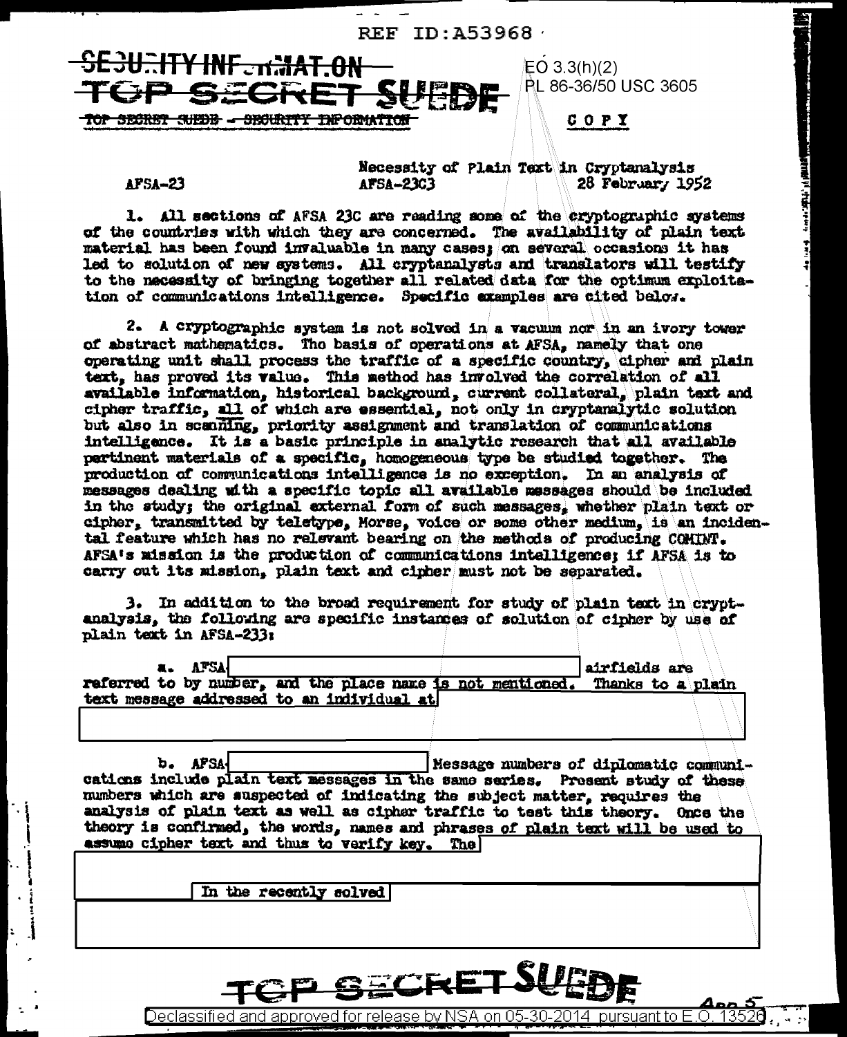REF ID:A53968

~~SECURITY INFORMATION~~
~~TOP SECRET SUEDE~~

~~TOP SECRET SUEDE - SECURITY INFORMATION~~

EO 3.3(h)(2)
PL 86-36/50 USC 3605

COPY

AFSA-23

Necessity of Plain Text in Cryptanalysis
AFSA-23C3 28 February 1952

1. All sections of AFSA 23C are reading some of the cryptographic systems of the countries with which they are concerned. The availability of plain text material has been found invaluable in many cases; on several occasions it has led to solution of new systems. All cryptanalysts and translators will testify to the necessity of bringing together all related data for the optimum exploitation of communications intelligence. Specific examples are cited below.

2. A cryptographic system is not solved in a vacuum nor in an ivory tower of abstract mathematics. The basis of operations at AFSA, namely that one operating unit shall process the traffic of a specific country, cipher and plain text, has proved its value. This method has involved the correlation of all available information, historical background, current collateral, plain text and cipher traffic, all of which are essential, not only in cryptanalytic solution but also in scanning, priority assignment and translation of communications intelligence. It is a basic principle in analytic research that all available pertinent materials of a specific, homogeneous type be studied together. The production of communications intelligence is no exception. In an analysis of messages dealing with a specific topic all available messages should be included in the study; the original external form of such messages, whether plain text or cipher, transmitted by teletype, Morse, voice or some other medium, is an incidental feature which has no relevant bearing on the methods of producing COMINT. AFSA's mission is the production of communications intelligence; if AFSA is to carry out its mission, plain text and cipher must not be separated.

3. In addition to the broad requirement for study of plain text in cryptanalysis, the following are specific instances of solution of cipher by use of plain text in AFSA-233:

a. AFSA[REDACTED] airfields are referred to by number, and the place name is not mentioned. Thanks to a plain text message addressed to an individual at[REDACTED]

b. AFSA[REDACTED] Message numbers of diplomatic communications include plain text messages in the same series. Present study of these numbers which are suspected of indicating the subject matter, requires the analysis of plain text as well as cipher traffic to test this theory. Once the theory is confirmed, the words, names and phrases of plain text will be used to assume cipher text and thus to verify key. The[REDACTED]

In the recently solved[REDACTED]

TOP SECRET SUEDE

Declassified and approved for release by NSA on 05-30-2014 pursuant to E.O. 13526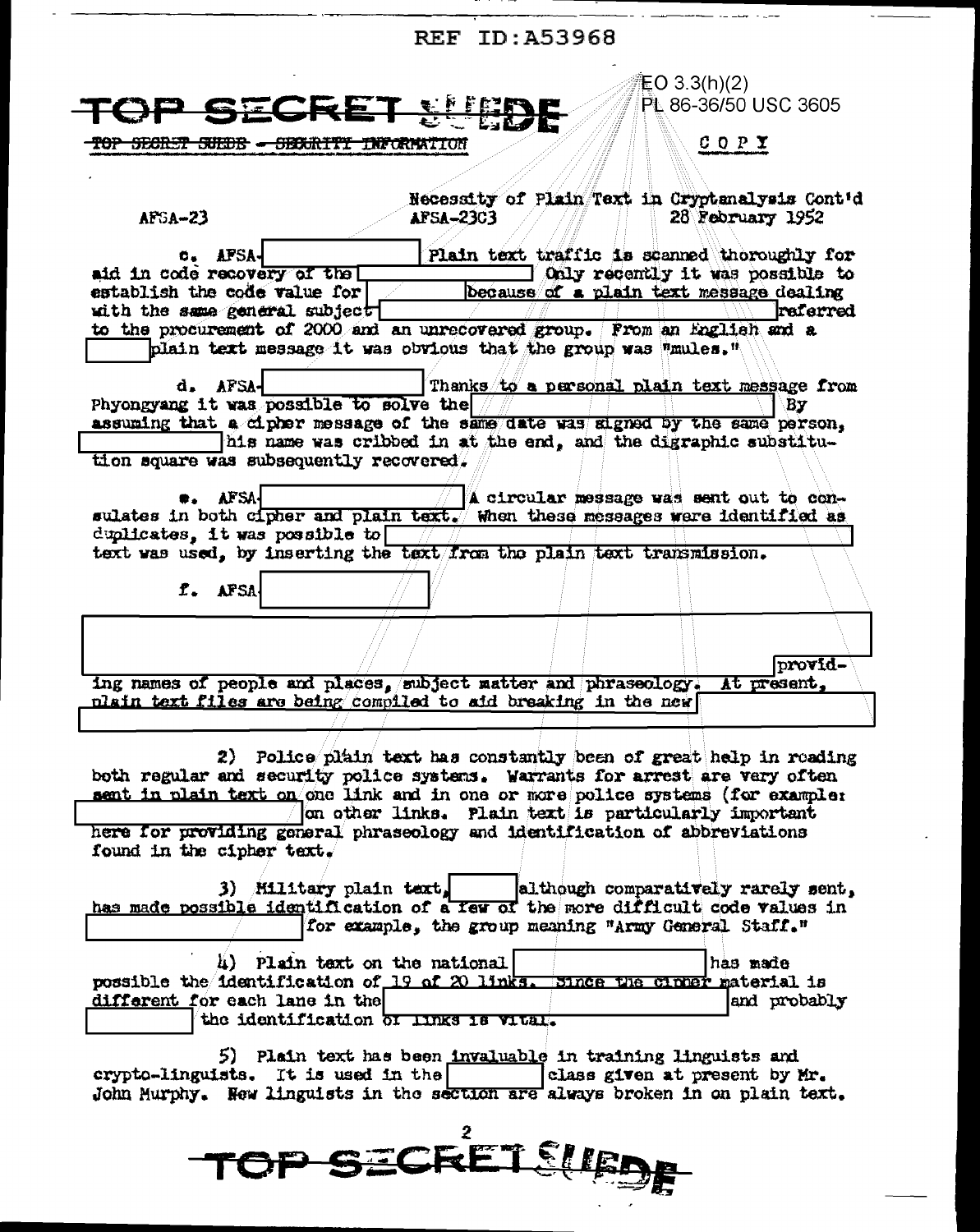REF ID:A53968

EO 3.3(h)(2)
PL 86-36/50 USC 3605

TOP SECRET SUEDE

TOP SECRET SUEDE - SECURITY INFORMATION

COPY

Necessity of Plain Text in Cryptanalysis Cont'd

AFSA-23 AFSA-23C3 28 February 1952

c. AFSA-[ ] Plain text traffic is scanned thoroughly for aid in code recovery of the [ ] Only recently it was possible to establish the code value for [ ] because of a plain text message dealing with the same general subject [ ] referred to the procurement of 2000 and an unrecovered group. From an English and a [ ] plain text message it was obvious that the group was "mules."

d. AFSA-[ ] Thanks to a personal plain text message from Phyongyang it was possible to solve the [ ] By assuming that a cipher message of the same date was signed by the same person, [ ] his name was cribbed in at the end, and the digraphic substitution square was subsequently recovered.

e. AFSA-[ ] A circular message was sent out to consulates in both cipher and plain text. When these messages were identified as duplicates, it was possible to [ ] text was used, by inserting the text from the plain text transmission.

f. AFSA[ ]

[ ] providing names of people and places, subject matter and phraseology. At present, plain text files are being compiled to aid breaking in the new [ ]

2) Police plain text has constantly been of great help in reading both regular and security police systems. Warrants for arrest are very often sent in plain text on one link and in one or more police systems (for example: [ ] on other links. Plain text is particularly important here for providing general phraseology and identification of abbreviations found in the cipher text.

3) Military plain text, [ ] although comparatively rarely sent, has made possible identification of a few of the more difficult code values in [ ] for example, the group meaning "Army General Staff."

4) Plain text on the national [ ] has made possible the identification of 19 of 20 links. Since the cipher material is different for each lane in the [ ] and probably [ ] the identification of links is vital.

5) Plain text has been invaluable in training linguists and crypto-linguists. It is used in the [ ] class given at present by Mr. John Murphy. New linguists in the section are always broken in on plain text.

TOP SECRET SUEDE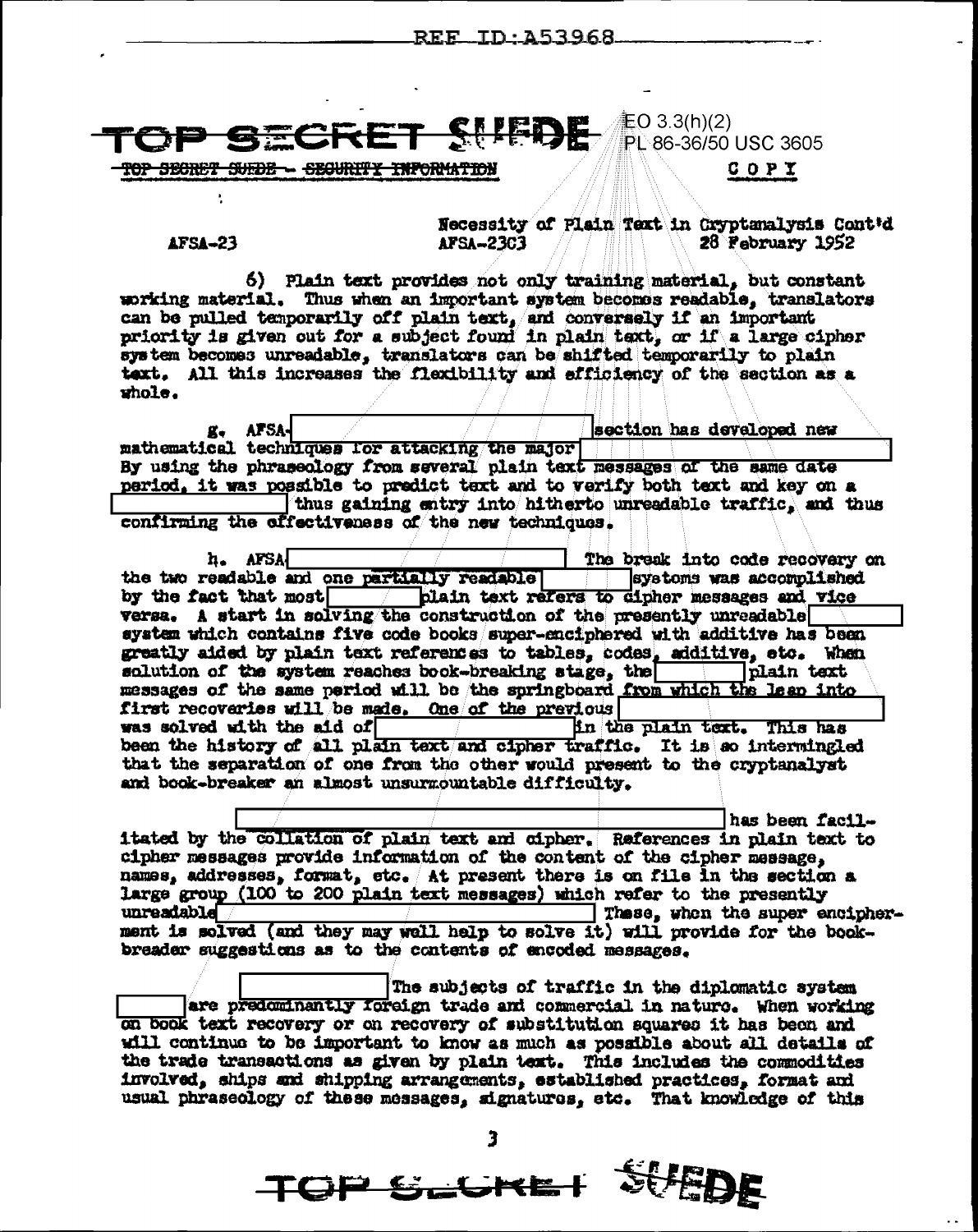TOP SECRET SUEDE

EO 3.3(h)(2)
PL 86-36/50 USC 3605

~~TOP SECRET SUEDE - SECURITY INFORMATION~~

COPY

AFSA-23 AFSA-23C3

Necessity of Plain Text in Cryptanalysis Cont'd
28 February 1952

6) Plain text provides not only training material, but constant working material. Thus when an important system becomes readable, translators can be pulled temporarily off plain text, and conversely if an important priority is given out for a subject found in plain text, or if a large cipher system becomes unreadable, translators can be shifted temporarily to plain text. All this increases the flexibility and efficiency of the section as a whole.

g. AFSA-[REDACTED] section has developed new mathematical techniques for attacking the major [REDACTED] By using the phraseology from several plain text messages of the same date period, it was possible to predict text and to verify both text and key on a [REDACTED] thus gaining entry into hitherto unreadable traffic, and thus confirming the effectiveness of the new techniques.

h. AFSA[REDACTED] The break into code recovery on the two readable and one partially readable [REDACTED] systems was accomplished by the fact that most [REDACTED] plain text refers to cipher messages and vice versa. A start in solving the construction of the presently unreadable [REDACTED] system which contains five code books super-enciphered with additive has been greatly aided by plain text references to tables, codes, additive, etc. When solution of the system reaches book-breaking stage, the [REDACTED] plain text messages of the same period will be the springboard from which the leap into first recoveries will be made. One of the previous [REDACTED] was solved with the aid of [REDACTED] in the plain text. This has been the history of all plain text and cipher traffic. It is so intermingled that the separation of one from the other would present to the cryptanalyst and book-breaker an almost unsurmountable difficulty.

[REDACTED] has been facilitated by the collation of plain text and cipher. References in plain text to cipher messages provide information of the content of the cipher message, names, addresses, format, etc. At present there is on file in the section a large group (100 to 200 plain text messages) which refer to the presently unreadable [REDACTED] These, when the super encipherment is solved (and they may well help to solve it) will provide for the book-breaker suggestions as to the contents of encoded messages.

[REDACTED] The subjects of traffic in the diplomatic system [REDACTED] are predominantly foreign trade and commercial in nature. When working on book text recovery or on recovery of substitution squares it has been and will continue to be important to know as much as possible about all details of the trade transactions as given by plain text. This includes the commodities involved, ships and shipping arrangements, established practices, format and usual phraseology of these messages, signatures, etc. That knowledge of this

TOP SECRET SUEDE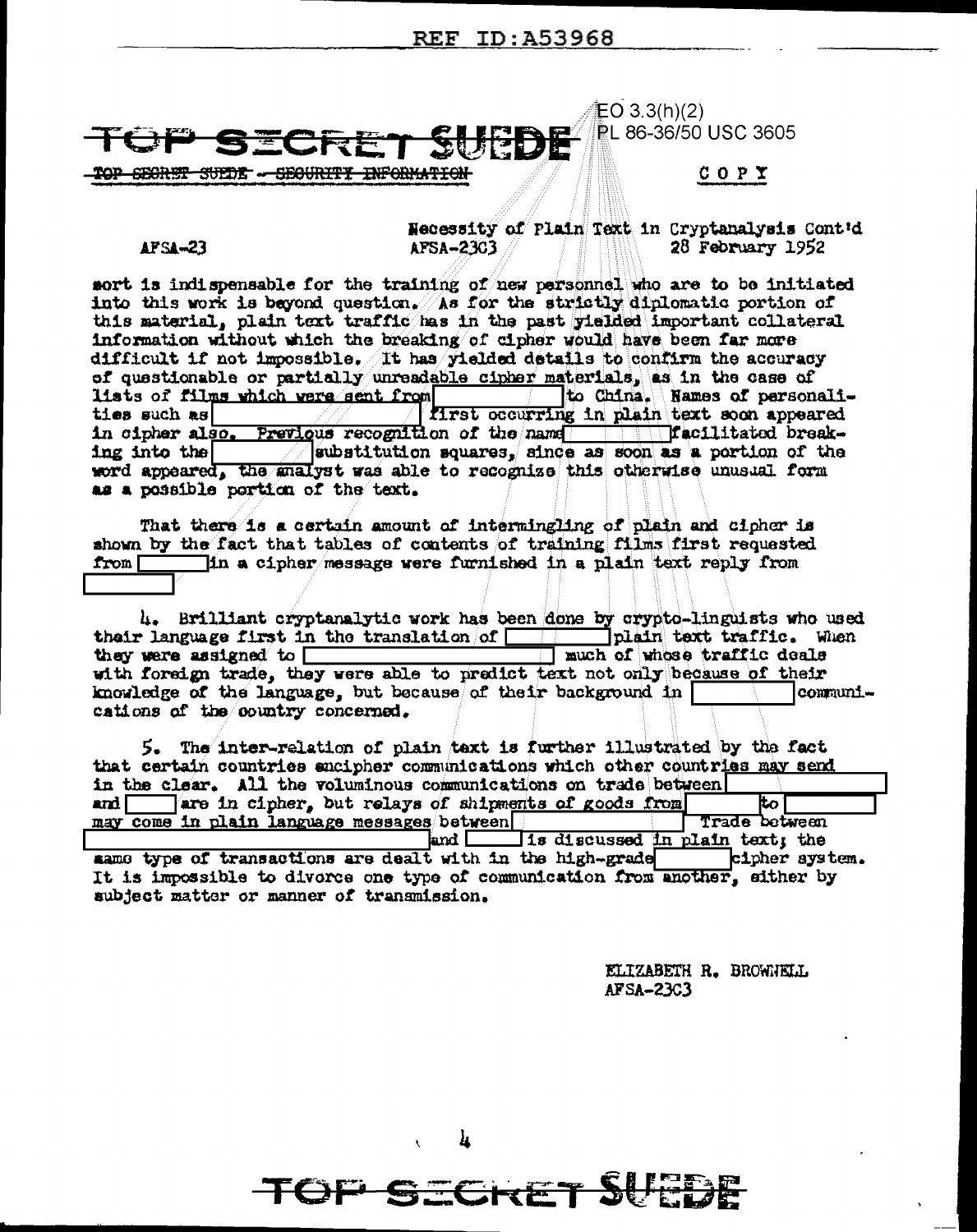REF ID:A53968

EO 3.3(h)(2)
PL 86-36/50 USC 3605

TOP SECRET SUEDE

~~TOP SECRET SUEDE - SECURITY INFORMATION~~

COPY

AFSA-23

Necessity of Plain Text in Cryptanalysis Cont'd
AFSA-23C3 28 February 1952

sort is indispensable for the training of new personnel who are to be initiated into this work is beyond question. As for the strictly diplomatic portion of this material, plain text traffic has in the past yielded important collateral information without which the breaking of cipher would have been far more difficult if not impossible. It has yielded details to confirm the accuracy of questionable or partially unreadable cipher materials, as in the case of lists of films which were sent from [ ] to China. Names of personalities such as [ ] first occurring in plain text soon appeared in cipher also. Previous recognition of the name [ ] facilitated breaking into the [ ] substitution squares, since as soon as a portion of the word appeared, the analyst was able to recognize this otherwise unusual form as a possible portion of the text.

That there is a certain amount of intermingling of plain and cipher is shown by the fact that tables of contents of training films first requested from [ ] in a cipher message were furnished in a plain text reply from [ ]

4. Brilliant cryptanalytic work has been done by crypto-linguists who used their language first in the translation of [ ] plain text traffic. When they were assigned to [ ] much of whose traffic deals with foreign trade, they were able to predict text not only because of their knowledge of the language, but because of their background in [ ] communications of the country concerned.

5. The inter-relation of plain text is further illustrated by the fact that certain countries encipher communications which other countries may send in the clear. All the voluminous communications on trade between [ ] and [ ] are in cipher, but relays of shipments of goods from [ ] to [ ] may come in plain language messages between [ ] Trade between [ ] and [ ] is discussed in plain text; the same type of transactions are dealt with in the high-grade [ ] cipher system. It is impossible to divorce one type of communication from another, either by subject matter or manner of transmission.

ELIZABETH R. BROWNELL
AFSA-23C3

TOP SECRET SUEDE